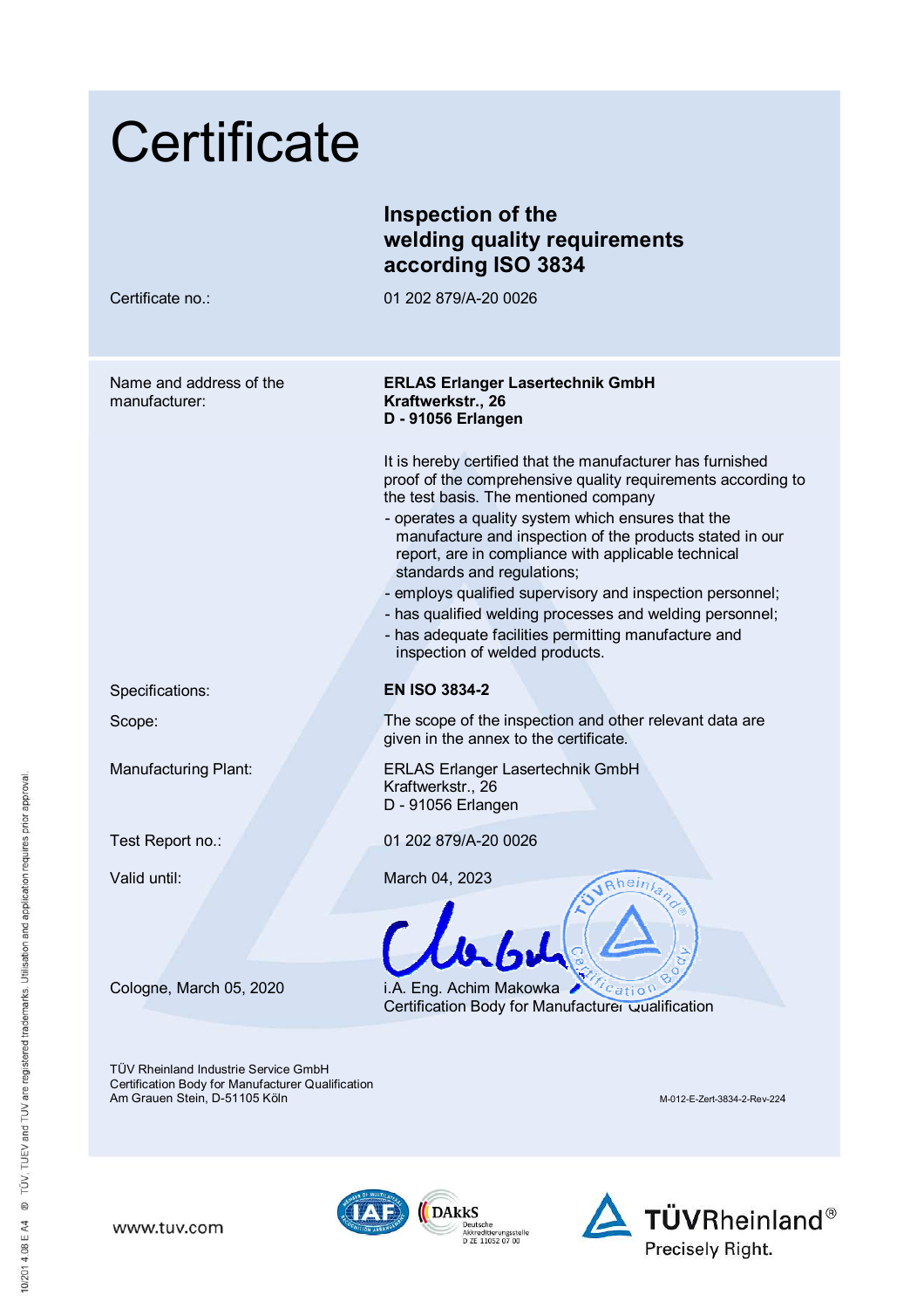# Certificate

## Inspection of the welding quality requirements according ISO 3834

Certificate no.: 01 202 879/A-20 0026

Name and address of the manufacturer:

**ERLAS Erlanger Lasertechnik GmbH**
**Kraftwerkstr., 26**
**D - 91056 Erlangen**

It is hereby certified that the manufacturer has furnished proof of the comprehensive quality requirements according to the test basis. The mentioned company

- operates a quality system which ensures that the manufacture and inspection of the products stated in our report, are in compliance with applicable technical standards and regulations;
- employs qualified supervisory and inspection personnel;
- has qualified welding processes and welding personnel;
- has adequate facilities permitting manufacture and inspection of welded products.

Specifications: **EN ISO 3834-2**

Scope: The scope of the inspection and other relevant data are given in the annex to the certificate.

Manufacturing Plant:

ERLAS Erlanger Lasertechnik GmbH
Kraftwerkstr., 26
D - 91056 Erlangen

Test Report no.: 01 202 879/A-20 0026

Valid until: March 04, 2023

Cologne, March 05, 2020

i.A. Eng. Achim Makowka
Certification Body for Manufacturer Qualification

TÜV Rheinland Industrie Service GmbH
Certification Body for Manufacturer Qualification
Am Grauen Stein, D-51105 Köln

M-012-E-Zert-3834-2-Rev-224

www.tuv.com

DAkkS Deutsche Akkreditierungsstelle D ZE 11052 07 00

TÜVRheinland® Precisely Right.

10/201 4 08 E A4 ® TÜV, TUEV and TUV are registered trademarks. Utilisation and application requires prior approval.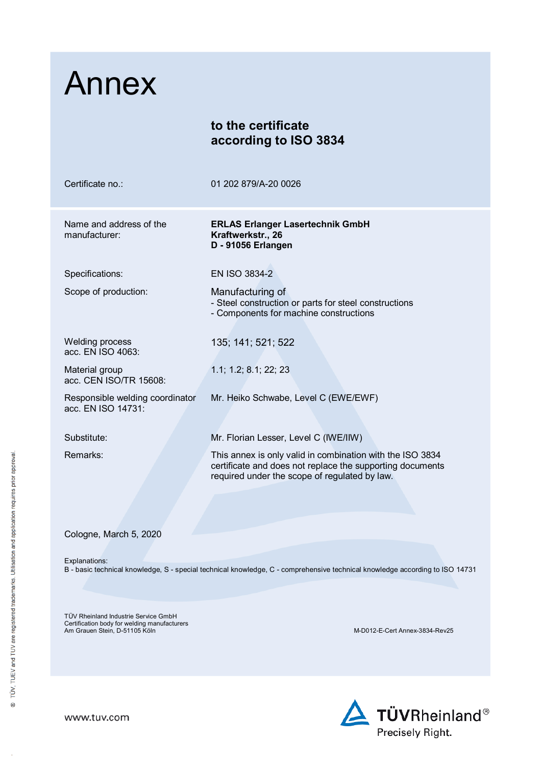# Annex

## to the certificate according to ISO 3834

| | |
|---|---|
| Certificate no.: | 01 202 879/A-20 0026 |
| Name and address of the manufacturer: | **ERLAS Erlanger Lasertechnik GmbH**<br>**Kraftwerkstr., 26**<br>**D - 91056 Erlangen** |
| Specifications: | EN ISO 3834-2 |
| Scope of production: | Manufacturing of<br>- Steel construction or parts for steel constructions<br>- Components for machine constructions |
| Welding process acc. EN ISO 4063: | 135; 141; 521; 522 |
| Material group acc. CEN ISO/TR 15608: | 1.1; 1.2; 8.1; 22; 23 |
| Responsible welding coordinator acc. EN ISO 14731: | Mr. Heiko Schwabe, Level C (EWE/EWF) |
| Substitute: | Mr. Florian Lesser, Level C (IWE/IIW) |
| Remarks: | This annex is only valid in combination with the ISO 3834 certificate and does not replace the supporting documents required under the scope of regulated by law. |

Cologne, March 5, 2020

Explanations:
B - basic technical knowledge, S - special technical knowledge, C - comprehensive technical knowledge according to ISO 14731

TÜV Rheinland Industrie Service GmbH
Certification body for welding manufacturers
Am Grauen Stein, D-51105 Köln

M-D012-E-Cert Annex-3834-Rev25

® TÜV, TUEV and TUV are registered trademarks. Utilisation and application requires prior approval.

www.tuv.com

TÜVRheinland®
Precisely Right.